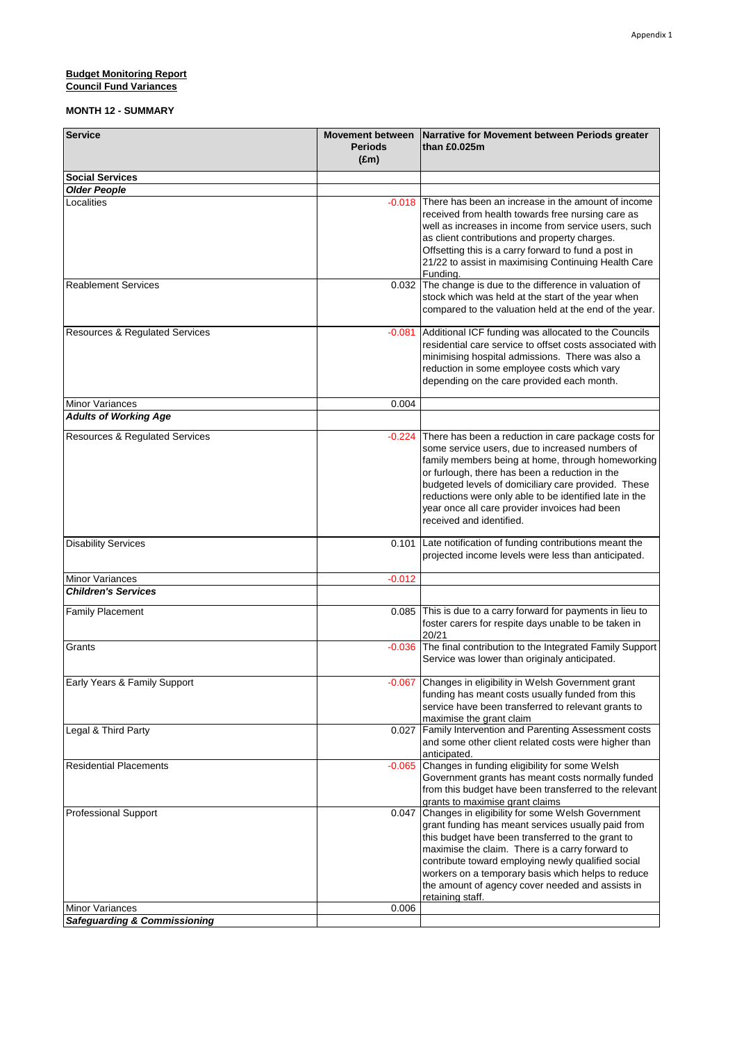Appendix 1

**Budget Monitoring Report**
**Council Fund Variances**

**MONTH 12 - SUMMARY**

| Service | Movement between Periods (£m) | Narrative for Movement between Periods greater than £0.025m |
|---|---|---|
| **Social Services** | | |
| ***Older People*** | | |
| Localities | -0.018 | There has been an increase in the amount of income received from health towards free nursing care as well as increases in income from service users, such as client contributions and property charges. Offsetting this is a carry forward to fund a post in 21/22 to assist in maximising Continuing Health Care Funding. |
| Reablement Services | 0.032 | The change is due to the difference in valuation of stock which was held at the start of the year when compared to the valuation held at the end of the year. |
| Resources & Regulated Services | -0.081 | Additional ICF funding was allocated to the Councils residential care service to offset costs associated with minimising hospital admissions. There was also a reduction in some employee costs which vary depending on the care provided each month. |
| Minor Variances | 0.004 | |
| ***Adults of Working Age*** | | |
| Resources & Regulated Services | -0.224 | There has been a reduction in care package costs for some service users, due to increased numbers of family members being at home, through homeworking or furlough, there has been a reduction in the budgeted levels of domiciliary care provided. These reductions were only able to be identified late in the year once all care provider invoices had been received and identified. |
| Disability Services | 0.101 | Late notification of funding contributions meant the projected income levels were less than anticipated. |
| Minor Variances | -0.012 | |
| ***Children's Services*** | | |
| Family Placement | 0.085 | This is due to a carry forward for payments in lieu to foster carers for respite days unable to be taken in 20/21 |
| Grants | -0.036 | The final contribution to the Integrated Family Support Service was lower than originaly anticipated. |
| Early Years & Family Support | -0.067 | Changes in eligibility in Welsh Government grant funding has meant costs usually funded from this service have been transferred to relevant grants to maximise the grant claim |
| Legal & Third Party | 0.027 | Family Intervention and Parenting Assessment costs and some other client related costs were higher than anticipated. |
| Residential Placements | -0.065 | Changes in funding eligibility for some Welsh Government grants has meant costs normally funded from this budget have been transferred to the relevant grants to maximise grant claims |
| Professional Support | 0.047 | Changes in eligibility for some Welsh Government grant funding has meant services usually paid from this budget have been transferred to the grant to maximise the claim. There is a carry forward to contribute toward employing newly qualified social workers on a temporary basis which helps to reduce the amount of agency cover needed and assists in retaining staff. |
| Minor Variances | 0.006 | |
| ***Safeguarding & Commissioning*** | | |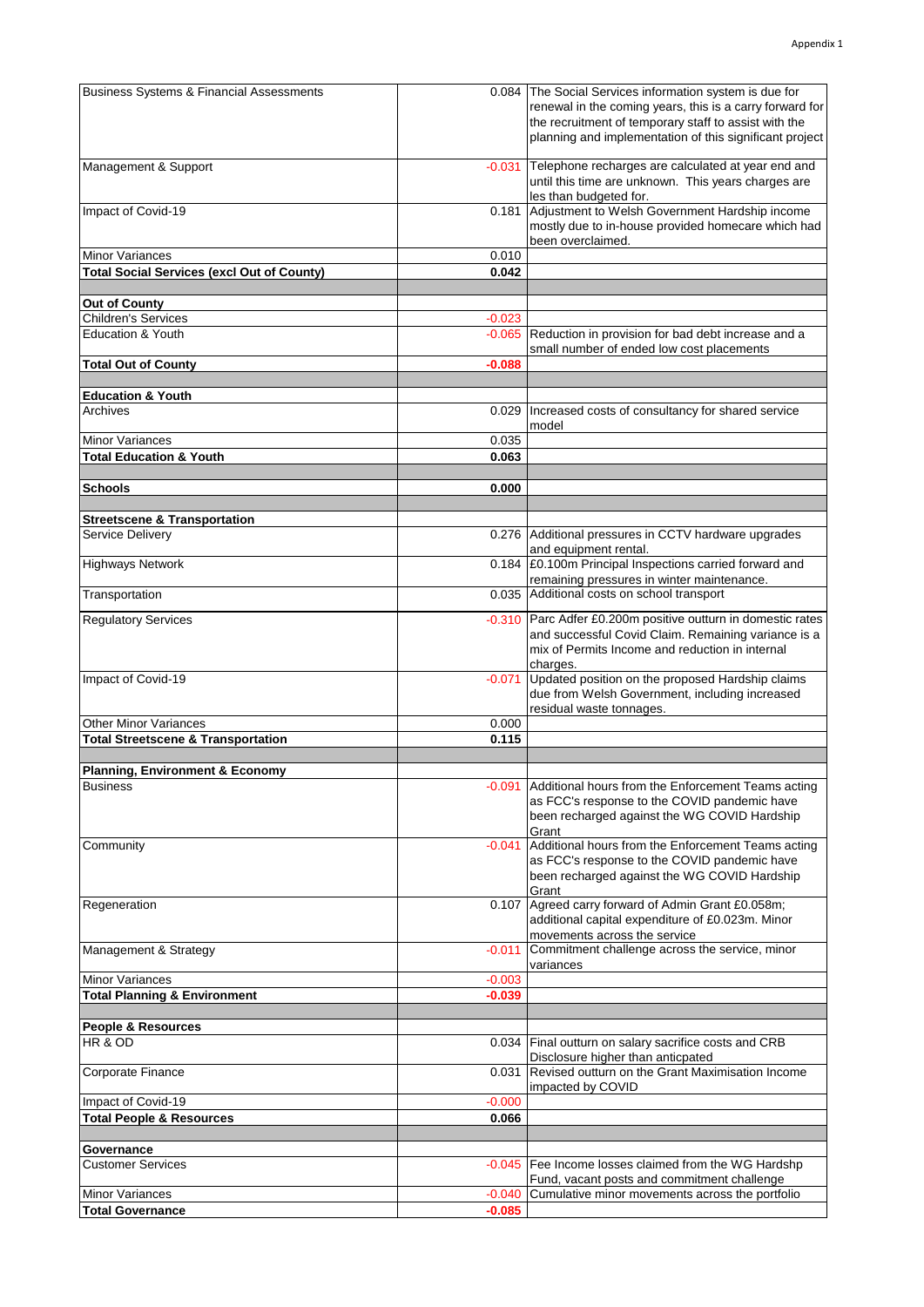| | | |
|---|---|---|
| Business Systems & Financial Assessments | 0.084 | The Social Services information system is due for renewal in the coming years, this is a carry forward for the recruitment of temporary staff to assist with the planning and implementation of this significant project |
| Management & Support | -0.031 | Telephone recharges are calculated at year end and until this time are unknown. This years charges are les than budgeted for. |
| Impact of Covid-19 | 0.181 | Adjustment to Welsh Government Hardship income mostly due to in-house provided homecare which had been overclaimed. |
| Minor Variances | 0.010 | |
| **Total Social Services (excl Out of County)** | **0.042** | |
| | | |
| **Out of County** | | |
| Children's Services | -0.023 | |
| Education & Youth | -0.065 | Reduction in provision for bad debt increase and a small number of ended low cost placements |
| **Total Out of County** | **-0.088** | |
| | | |
| **Education & Youth** | | |
| Archives | 0.029 | Increased costs of consultancy for shared service model |
| Minor Variances | 0.035 | |
| **Total Education & Youth** | **0.063** | |
| | | |
| **Schools** | **0.000** | |
| | | |
| **Streetscene & Transportation** | | |
| Service Delivery | 0.276 | Additional pressures in CCTV hardware upgrades and equipment rental. |
| Highways Network | 0.184 | £0.100m Principal Inspections carried forward and remaining pressures in winter maintenance. |
| Transportation | 0.035 | Additional costs on school transport |
| Regulatory Services | -0.310 | Parc Adfer £0.200m positive outturn in domestic rates and successful Covid Claim. Remaining variance is a mix of Permits Income and reduction in internal charges. |
| Impact of Covid-19 | -0.071 | Updated position on the proposed Hardship claims due from Welsh Government, including increased residual waste tonnages. |
| Other Minor Variances | 0.000 | |
| **Total Streetscene & Transportation** | **0.115** | |
| | | |
| **Planning, Environment & Economy** | | |
| Business | -0.091 | Additional hours from the Enforcement Teams acting as FCC's response to the COVID pandemic have been recharged against the WG COVID Hardship Grant |
| Community | -0.041 | Additional hours from the Enforcement Teams acting as FCC's response to the COVID pandemic have been recharged against the WG COVID Hardship Grant |
| Regeneration | 0.107 | Agreed carry forward of Admin Grant £0.058m; additional capital expenditure of £0.023m. Minor movements across the service |
| Management & Strategy | -0.011 | Commitment challenge across the service, minor variances |
| Minor Variances | -0.003 | |
| **Total Planning & Environment** | **-0.039** | |
| | | |
| **People & Resources** | | |
| HR & OD | 0.034 | Final outturn on salary sacrifice costs and CRB Disclosure higher than anticpated |
| Corporate Finance | 0.031 | Revised outturn on the Grant Maximisation Income impacted by COVID |
| Impact of Covid-19 | -0.000 | |
| **Total People & Resources** | **0.066** | |
| | | |
| **Governance** | | |
| Customer Services | -0.045 | Fee Income losses claimed from the WG Hardshp Fund, vacant posts and commitment challenge |
| Minor Variances | -0.040 | Cumulative minor movements across the portfolio |
| **Total Governance** | **-0.085** | |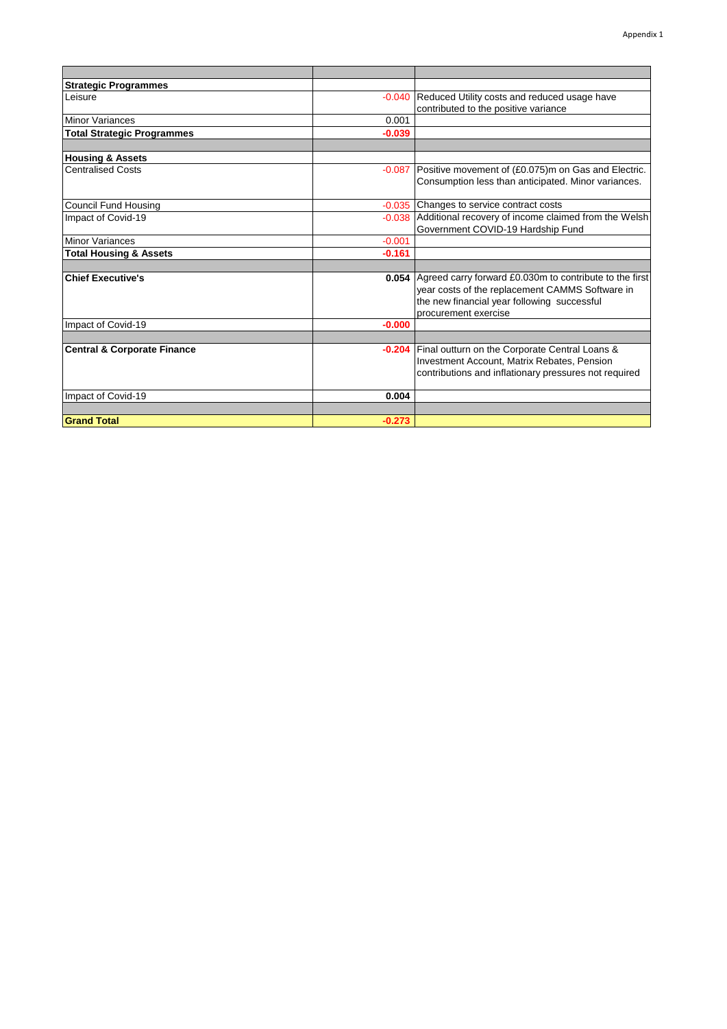Appendix 1

| | | |
|---|---|---|
| **Strategic Programmes** | | |
| Leisure | -0.040 | Reduced Utility costs and reduced usage have contributed to the positive variance |
| Minor Variances | 0.001 | |
| **Total Strategic Programmes** | **-0.039** | |
| | | |
| **Housing & Assets** | | |
| Centralised Costs | -0.087 | Positive movement of (£0.075)m on Gas and Electric. Consumption less than anticipated. Minor variances. |
| Council Fund Housing | -0.035 | Changes to service contract costs |
| Impact of Covid-19 | -0.038 | Additional recovery of income claimed from the Welsh Government COVID-19 Hardship Fund |
| Minor Variances | -0.001 | |
| **Total Housing & Assets** | **-0.161** | |
| | | |
| **Chief Executive's** | **0.054** | Agreed carry forward £0.030m to contribute to the first year costs of the replacement CAMMS Software in the new financial year following successful procurement exercise |
| Impact of Covid-19 | **-0.000** | |
| | | |
| **Central & Corporate Finance** | **-0.204** | Final outturn on the Corporate Central Loans & Investment Account, Matrix Rebates, Pension contributions and inflationary pressures not required |
| Impact of Covid-19 | **0.004** | |
| | | |
| **Grand Total** | **-0.273** | |